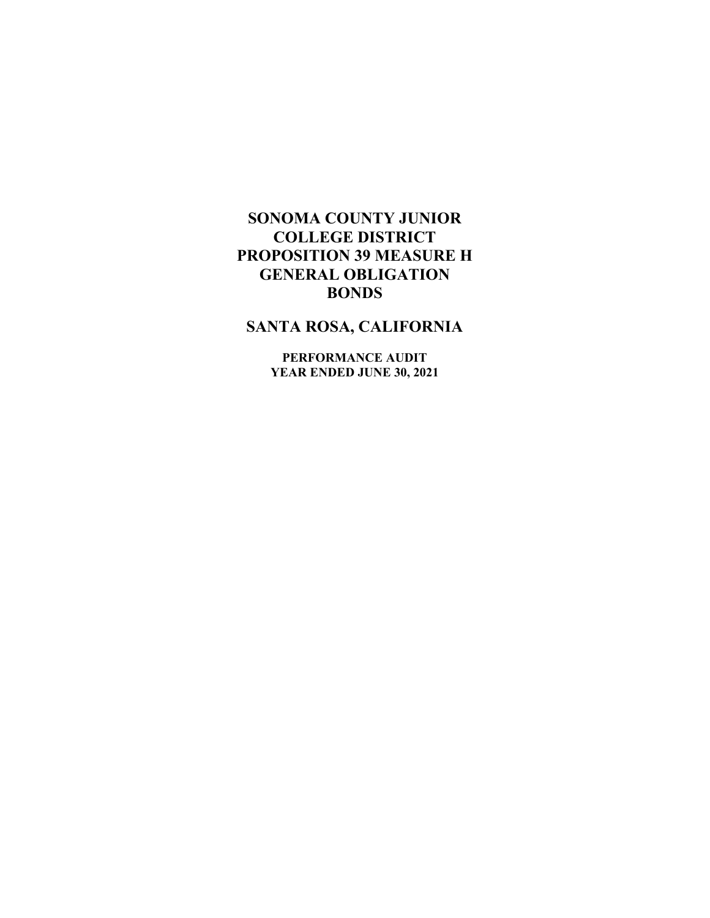# SONOMA COUNTY JUNIOR COLLEGE DISTRICT PROPOSITION 39 MEASURE H GENERAL OBLIGATION BONDS

## SANTA ROSA, CALIFORNIA

**PERFORMANCE AUDIT**
**YEAR ENDED JUNE 30, 2021**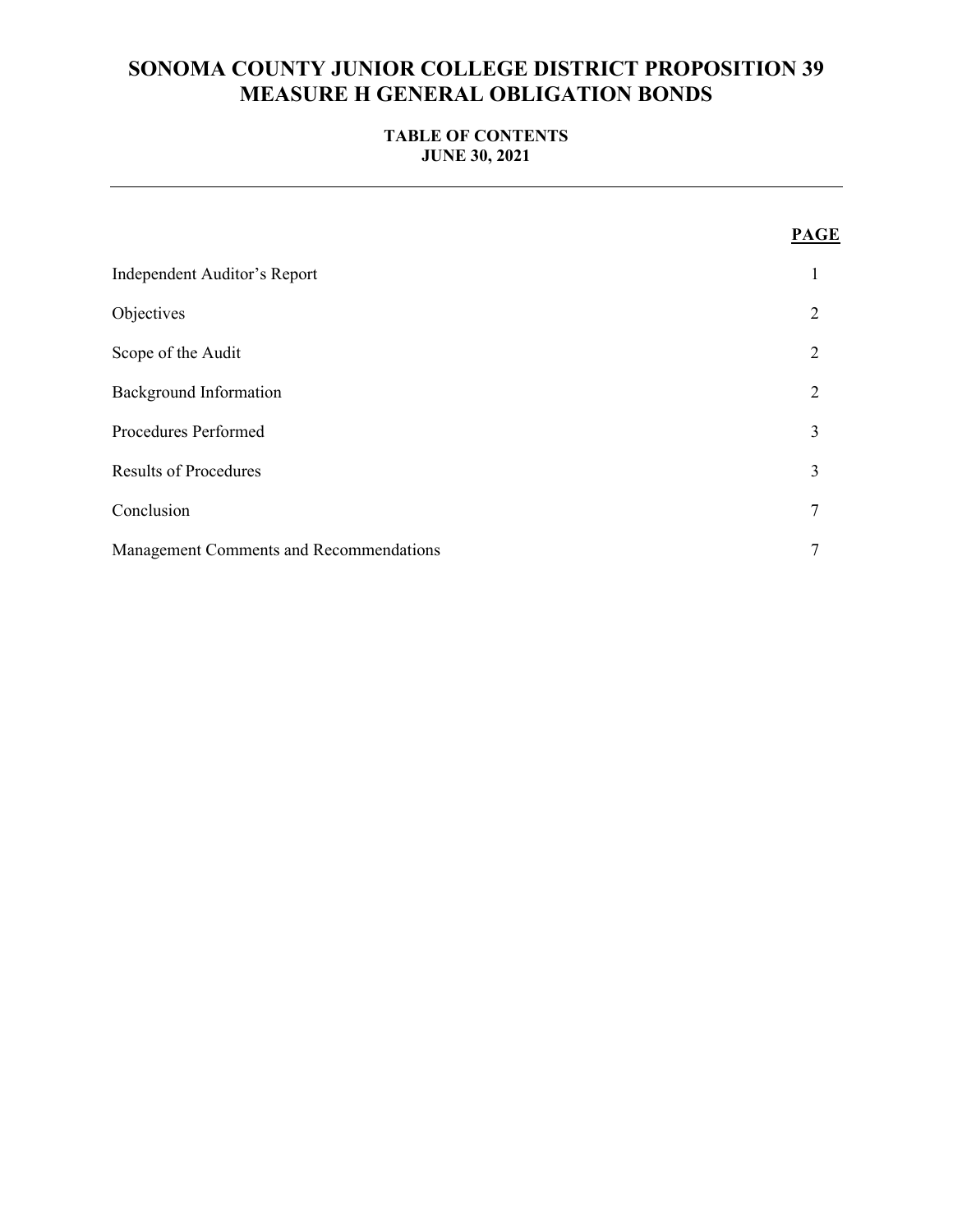# SONOMA COUNTY JUNIOR COLLEGE DISTRICT PROPOSITION 39 MEASURE H GENERAL OBLIGATION BONDS

## TABLE OF CONTENTS
## JUNE 30, 2021

| | PAGE |
|---|---|
| Independent Auditor's Report | 1 |
| Objectives | 2 |
| Scope of the Audit | 2 |
| Background Information | 2 |
| Procedures Performed | 3 |
| Results of Procedures | 3 |
| Conclusion | 7 |
| Management Comments and Recommendations | 7 |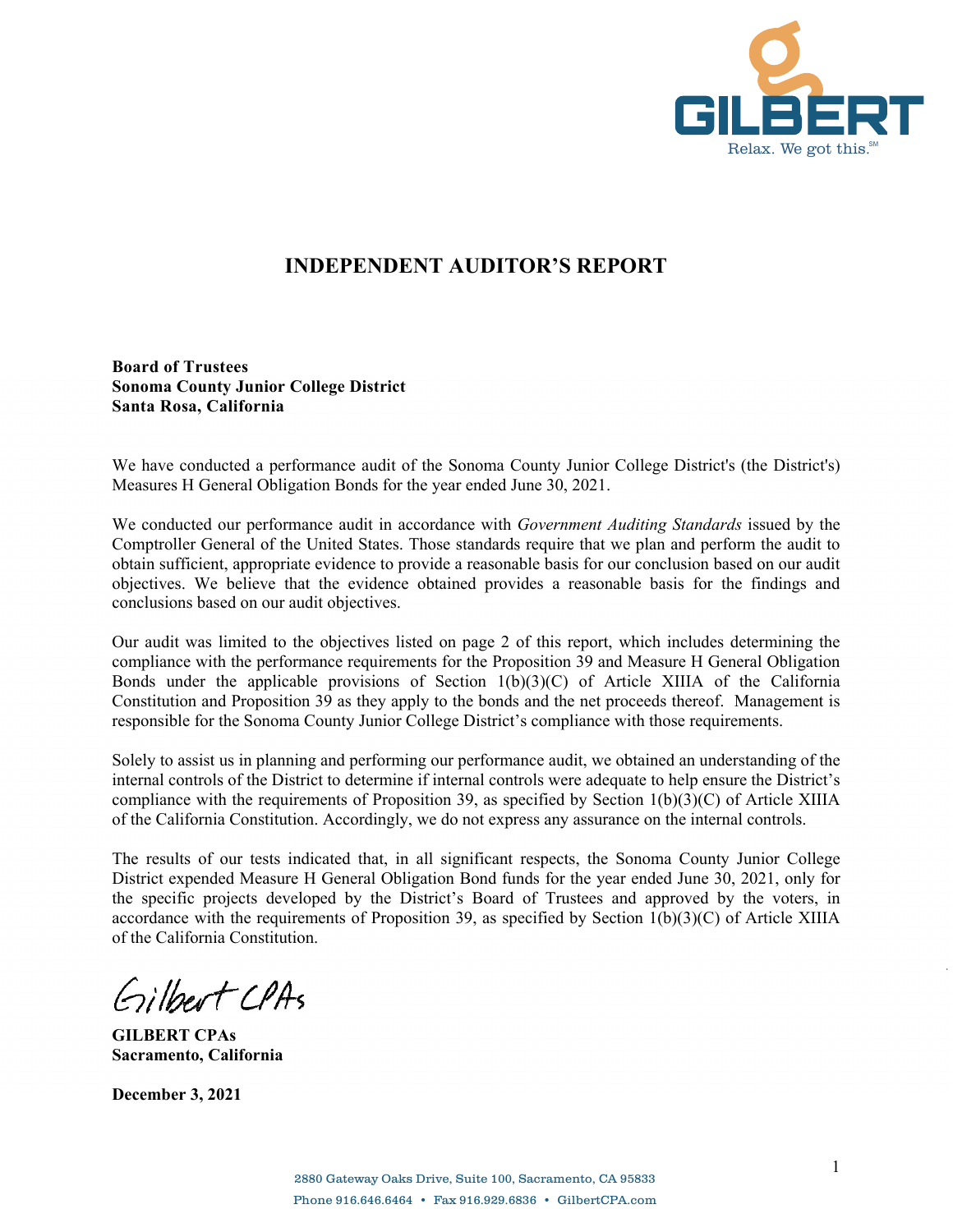# INDEPENDENT AUDITOR'S REPORT

**Board of Trustees**
**Sonoma County Junior College District**
**Santa Rosa, California**

We have conducted a performance audit of the Sonoma County Junior College District's (the District's) Measures H General Obligation Bonds for the year ended June 30, 2021.

We conducted our performance audit in accordance with *Government Auditing Standards* issued by the Comptroller General of the United States. Those standards require that we plan and perform the audit to obtain sufficient, appropriate evidence to provide a reasonable basis for our conclusion based on our audit objectives. We believe that the evidence obtained provides a reasonable basis for the findings and conclusions based on our audit objectives.

Our audit was limited to the objectives listed on page 2 of this report, which includes determining the compliance with the performance requirements for the Proposition 39 and Measure H General Obligation Bonds under the applicable provisions of Section 1(b)(3)(C) of Article XIIIA of the California Constitution and Proposition 39 as they apply to the bonds and the net proceeds thereof. Management is responsible for the Sonoma County Junior College District's compliance with those requirements.

Solely to assist us in planning and performing our performance audit, we obtained an understanding of the internal controls of the District to determine if internal controls were adequate to help ensure the District's compliance with the requirements of Proposition 39, as specified by Section 1(b)(3)(C) of Article XIIIA of the California Constitution. Accordingly, we do not express any assurance on the internal controls.

The results of our tests indicated that, in all significant respects, the Sonoma County Junior College District expended Measure H General Obligation Bond funds for the year ended June 30, 2021, only for the specific projects developed by the District's Board of Trustees and approved by the voters, in accordance with the requirements of Proposition 39, as specified by Section 1(b)(3)(C) of Article XIIIA of the California Constitution.

Gilbert CPAs

**GILBERT CPAs**
**Sacramento, California**

**December 3, 2021**

2880 Gateway Oaks Drive, Suite 100, Sacramento, CA 95833
Phone 916.646.6464 • Fax 916.929.6836 • GilbertCPA.com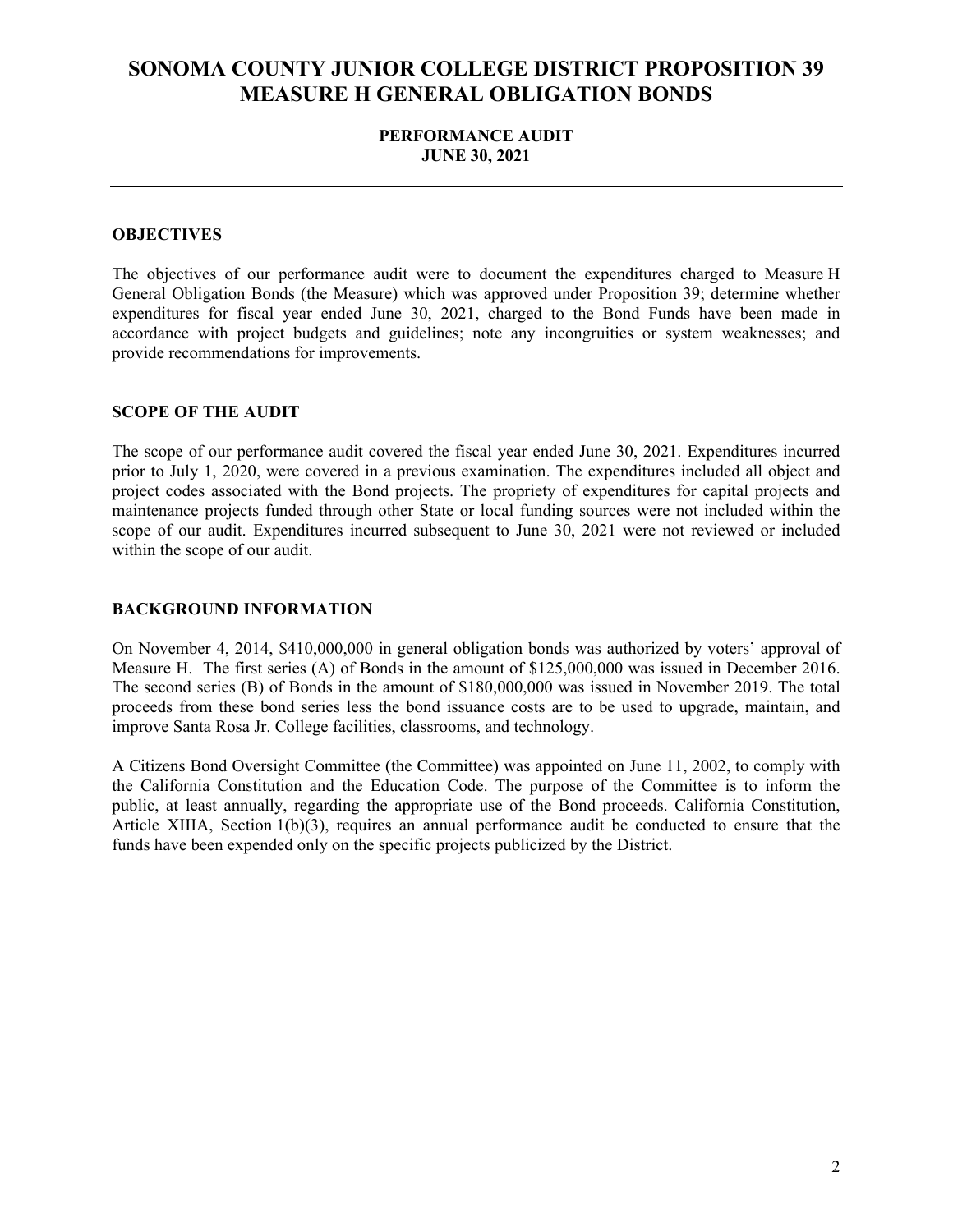# SONOMA COUNTY JUNIOR COLLEGE DISTRICT PROPOSITION 39 MEASURE H GENERAL OBLIGATION BONDS

**PERFORMANCE AUDIT**
**JUNE 30, 2021**

---

## OBJECTIVES

The objectives of our performance audit were to document the expenditures charged to Measure H General Obligation Bonds (the Measure) which was approved under Proposition 39; determine whether expenditures for fiscal year ended June 30, 2021, charged to the Bond Funds have been made in accordance with project budgets and guidelines; note any incongruities or system weaknesses; and provide recommendations for improvements.

## SCOPE OF THE AUDIT

The scope of our performance audit covered the fiscal year ended June 30, 2021. Expenditures incurred prior to July 1, 2020, were covered in a previous examination. The expenditures included all object and project codes associated with the Bond projects. The propriety of expenditures for capital projects and maintenance projects funded through other State or local funding sources were not included within the scope of our audit. Expenditures incurred subsequent to June 30, 2021 were not reviewed or included within the scope of our audit.

## BACKGROUND INFORMATION

On November 4, 2014, $410,000,000 in general obligation bonds was authorized by voters' approval of Measure H. The first series (A) of Bonds in the amount of $125,000,000 was issued in December 2016. The second series (B) of Bonds in the amount of $180,000,000 was issued in November 2019. The total proceeds from these bond series less the bond issuance costs are to be used to upgrade, maintain, and improve Santa Rosa Jr. College facilities, classrooms, and technology.

A Citizens Bond Oversight Committee (the Committee) was appointed on June 11, 2002, to comply with the California Constitution and the Education Code. The purpose of the Committee is to inform the public, at least annually, regarding the appropriate use of the Bond proceeds. California Constitution, Article XIIIA, Section 1(b)(3), requires an annual performance audit be conducted to ensure that the funds have been expended only on the specific projects publicized by the District.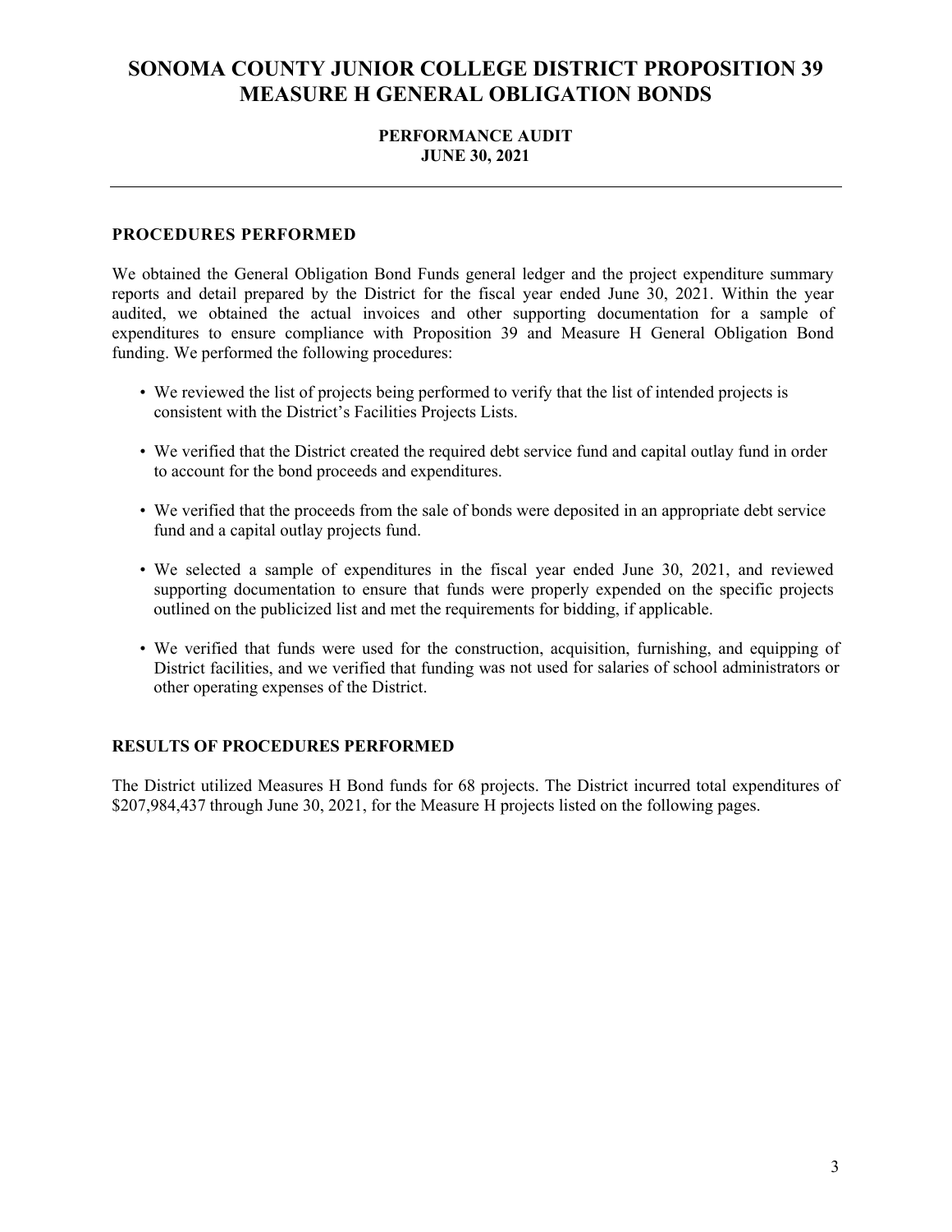# SONOMA COUNTY JUNIOR COLLEGE DISTRICT PROPOSITION 39 MEASURE H GENERAL OBLIGATION BONDS

**PERFORMANCE AUDIT**
**JUNE 30, 2021**

---

## PROCEDURES PERFORMED

We obtained the General Obligation Bond Funds general ledger and the project expenditure summary reports and detail prepared by the District for the fiscal year ended June 30, 2021. Within the year audited, we obtained the actual invoices and other supporting documentation for a sample of expenditures to ensure compliance with Proposition 39 and Measure H General Obligation Bond funding. We performed the following procedures:

- We reviewed the list of projects being performed to verify that the list of intended projects is consistent with the District's Facilities Projects Lists.
- We verified that the District created the required debt service fund and capital outlay fund in order to account for the bond proceeds and expenditures.
- We verified that the proceeds from the sale of bonds were deposited in an appropriate debt service fund and a capital outlay projects fund.
- We selected a sample of expenditures in the fiscal year ended June 30, 2021, and reviewed supporting documentation to ensure that funds were properly expended on the specific projects outlined on the publicized list and met the requirements for bidding, if applicable.
- We verified that funds were used for the construction, acquisition, furnishing, and equipping of District facilities, and we verified that funding was not used for salaries of school administrators or other operating expenses of the District.

## RESULTS OF PROCEDURES PERFORMED

The District utilized Measures H Bond funds for 68 projects. The District incurred total expenditures of $207,984,437 through June 30, 2021, for the Measure H projects listed on the following pages.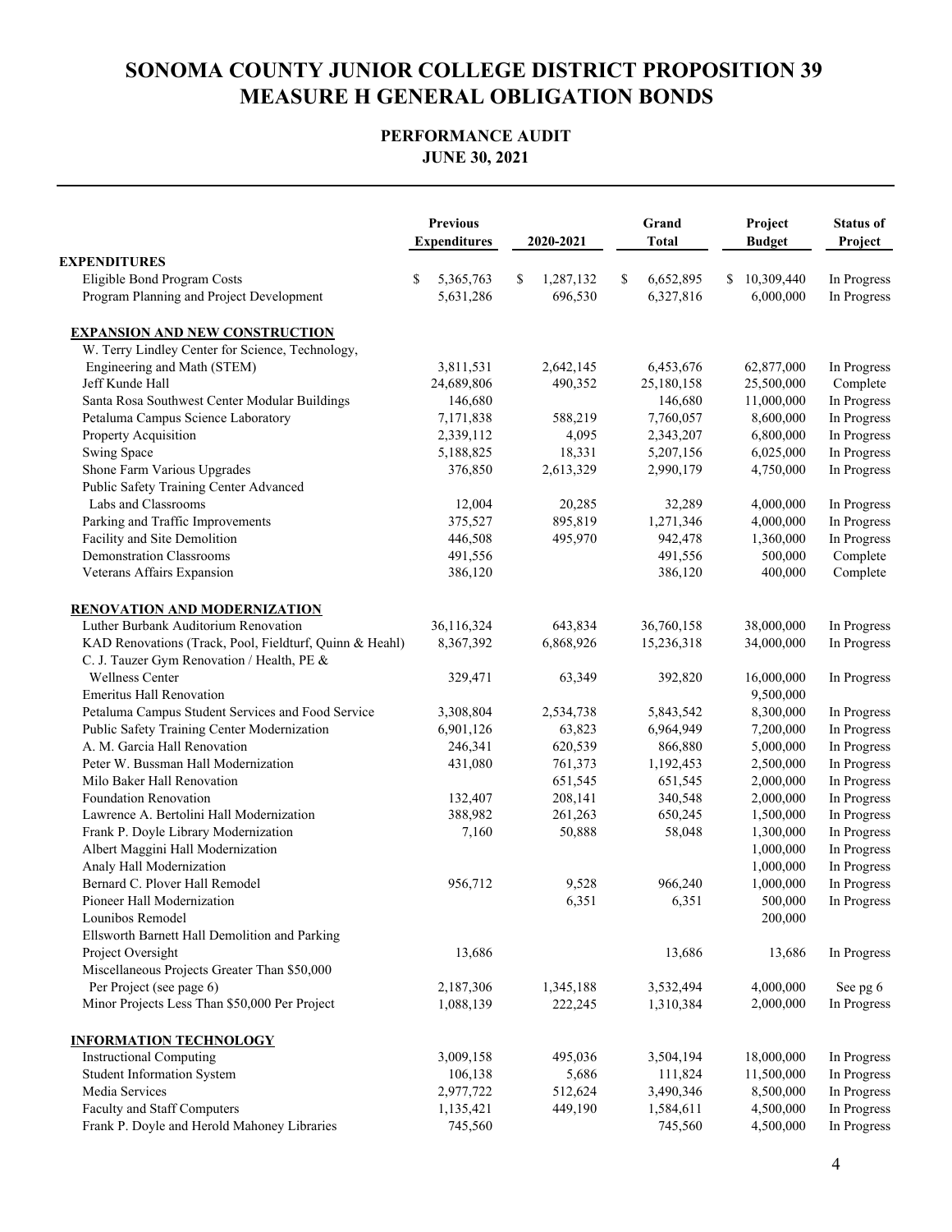# SONOMA COUNTY JUNIOR COLLEGE DISTRICT PROPOSITION 39
# MEASURE H GENERAL OBLIGATION BONDS

## PERFORMANCE AUDIT
## JUNE 30, 2021

| | Previous Expenditures | 2020-2021 | Grand Total | Project Budget | Status of Project |
|---|---|---|---|---|---|
| **EXPENDITURES** | | | | | |
| Eligible Bond Program Costs | $ 5,365,763 | $ 1,287,132 | $ 6,652,895 | $ 10,309,440 | In Progress |
| Program Planning and Project Development | 5,631,286 | 696,530 | 6,327,816 | 6,000,000 | In Progress |
| **EXPANSION AND NEW CONSTRUCTION** | | | | | |
| W. Terry Lindley Center for Science, Technology, Engineering and Math (STEM) | 3,811,531 | 2,642,145 | 6,453,676 | 62,877,000 | In Progress |
| Jeff Kunde Hall | 24,689,806 | 490,352 | 25,180,158 | 25,500,000 | Complete |
| Santa Rosa Southwest Center Modular Buildings | 146,680 | | 146,680 | 11,000,000 | In Progress |
| Petaluma Campus Science Laboratory | 7,171,838 | 588,219 | 7,760,057 | 8,600,000 | In Progress |
| Property Acquisition | 2,339,112 | 4,095 | 2,343,207 | 6,800,000 | In Progress |
| Swing Space | 5,188,825 | 18,331 | 5,207,156 | 6,025,000 | In Progress |
| Shone Farm Various Upgrades | 376,850 | 2,613,329 | 2,990,179 | 4,750,000 | In Progress |
| Public Safety Training Center Advanced Labs and Classrooms | 12,004 | 20,285 | 32,289 | 4,000,000 | In Progress |
| Parking and Traffic Improvements | 375,527 | 895,819 | 1,271,346 | 4,000,000 | In Progress |
| Facility and Site Demolition | 446,508 | 495,970 | 942,478 | 1,360,000 | In Progress |
| Demonstration Classrooms | 491,556 | | 491,556 | 500,000 | Complete |
| Veterans Affairs Expansion | 386,120 | | 386,120 | 400,000 | Complete |
| **RENOVATION AND MODERNIZATION** | | | | | |
| Luther Burbank Auditorium Renovation | 36,116,324 | 643,834 | 36,760,158 | 38,000,000 | In Progress |
| KAD Renovations (Track, Pool, Fieldturf, Quinn & Heahl) | 8,367,392 | 6,868,926 | 15,236,318 | 34,000,000 | In Progress |
| C. J. Tauzer Gym Renovation / Health, PE & Wellness Center | 329,471 | 63,349 | 392,820 | 16,000,000 | In Progress |
| Emeritus Hall Renovation | | | | 9,500,000 | |
| Petaluma Campus Student Services and Food Service | 3,308,804 | 2,534,738 | 5,843,542 | 8,300,000 | In Progress |
| Public Safety Training Center Modernization | 6,901,126 | 63,823 | 6,964,949 | 7,200,000 | In Progress |
| A. M. Garcia Hall Renovation | 246,341 | 620,539 | 866,880 | 5,000,000 | In Progress |
| Peter W. Bussman Hall Modernization | 431,080 | 761,373 | 1,192,453 | 2,500,000 | In Progress |
| Milo Baker Hall Renovation | | 651,545 | 651,545 | 2,000,000 | In Progress |
| Foundation Renovation | 132,407 | 208,141 | 340,548 | 2,000,000 | In Progress |
| Lawrence A. Bertolini Hall Modernization | 388,982 | 261,263 | 650,245 | 1,500,000 | In Progress |
| Frank P. Doyle Library Modernization | 7,160 | 50,888 | 58,048 | 1,300,000 | In Progress |
| Albert Maggini Hall Modernization | | | | 1,000,000 | In Progress |
| Analy Hall Modernization | | | | 1,000,000 | In Progress |
| Bernard C. Plover Hall Remodel | 956,712 | 9,528 | 966,240 | 1,000,000 | In Progress |
| Pioneer Hall Modernization | | 6,351 | 6,351 | 500,000 | In Progress |
| Lounibos Remodel | | | | 200,000 | |
| Ellsworth Barnett Hall Demolition and Parking Project Oversight | 13,686 | | 13,686 | 13,686 | In Progress |
| Miscellaneous Projects Greater Than $50,000 Per Project (see page 6) | 2,187,306 | 1,345,188 | 3,532,494 | 4,000,000 | See pg 6 |
| Minor Projects Less Than $50,000 Per Project | 1,088,139 | 222,245 | 1,310,384 | 2,000,000 | In Progress |
| **INFORMATION TECHNOLOGY** | | | | | |
| Instructional Computing | 3,009,158 | 495,036 | 3,504,194 | 18,000,000 | In Progress |
| Student Information System | 106,138 | 5,686 | 111,824 | 11,500,000 | In Progress |
| Media Services | 2,977,722 | 512,624 | 3,490,346 | 8,500,000 | In Progress |
| Faculty and Staff Computers | 1,135,421 | 449,190 | 1,584,611 | 4,500,000 | In Progress |
| Frank P. Doyle and Herold Mahoney Libraries | 745,560 | | 745,560 | 4,500,000 | In Progress |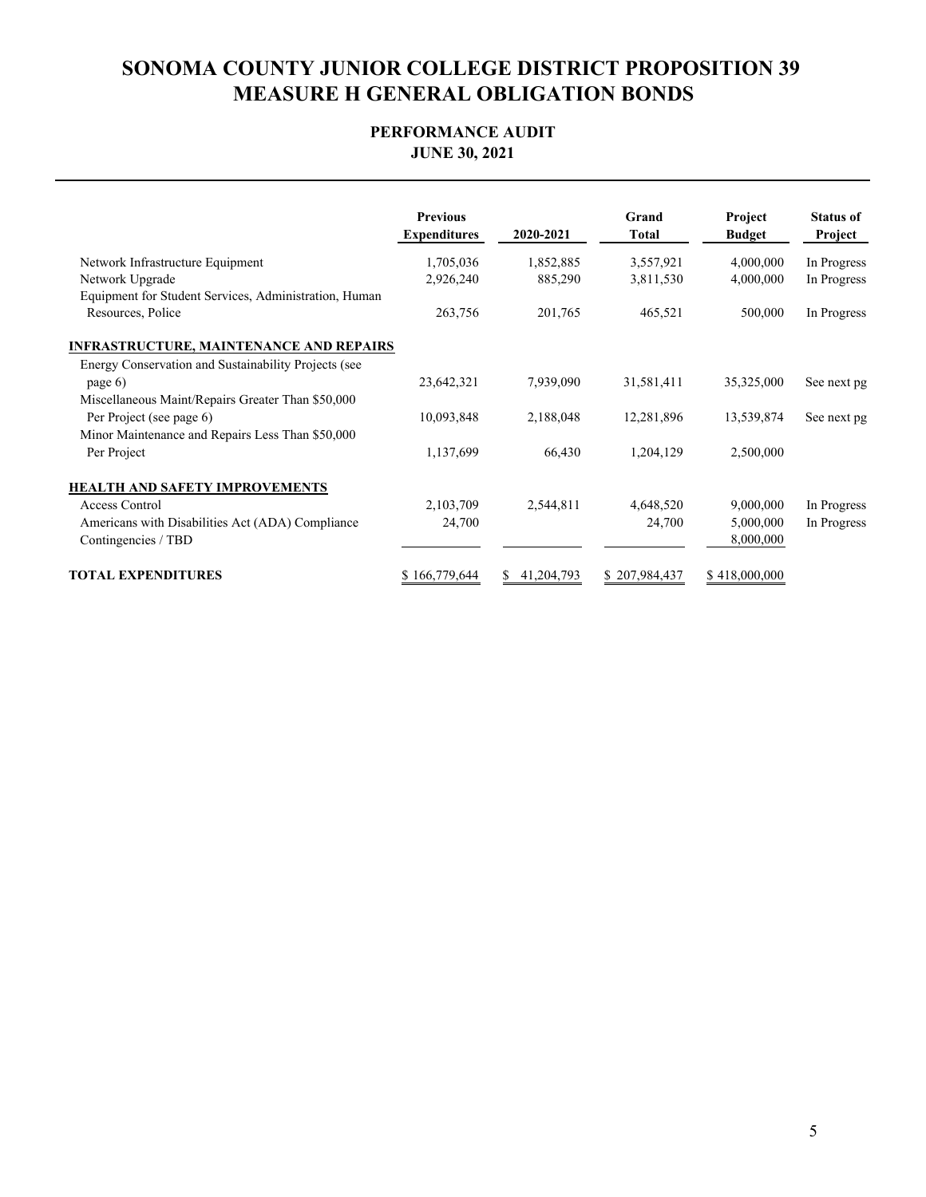# SONOMA COUNTY JUNIOR COLLEGE DISTRICT PROPOSITION 39 MEASURE H GENERAL OBLIGATION BONDS

## PERFORMANCE AUDIT
## JUNE 30, 2021

| | Previous Expenditures | 2020-2021 | Grand Total | Project Budget | Status of Project |
|---|---|---|---|---|---|
| Network Infrastructure Equipment | 1,705,036 | 1,852,885 | 3,557,921 | 4,000,000 | In Progress |
| Network Upgrade | 2,926,240 | 885,290 | 3,811,530 | 4,000,000 | In Progress |
| Equipment for Student Services, Administration, Human Resources, Police | 263,756 | 201,765 | 465,521 | 500,000 | In Progress |
| **INFRASTRUCTURE, MAINTENANCE AND REPAIRS** | | | | | |
| Energy Conservation and Sustainability Projects (see page 6) | 23,642,321 | 7,939,090 | 31,581,411 | 35,325,000 | See next pg |
| Miscellaneous Maint/Repairs Greater Than $50,000 Per Project (see page 6) | 10,093,848 | 2,188,048 | 12,281,896 | 13,539,874 | See next pg |
| Minor Maintenance and Repairs Less Than $50,000 Per Project | 1,137,699 | 66,430 | 1,204,129 | 2,500,000 | |
| **HEALTH AND SAFETY IMPROVEMENTS** | | | | | |
| Access Control | 2,103,709 | 2,544,811 | 4,648,520 | 9,000,000 | In Progress |
| Americans with Disabilities Act (ADA) Compliance | 24,700 | | 24,700 | 5,000,000 | In Progress |
| Contingencies / TBD | | | | 8,000,000 | |
| **TOTAL EXPENDITURES** | $ 166,779,644 | $ 41,204,793 | $ 207,984,437 | $ 418,000,000 | |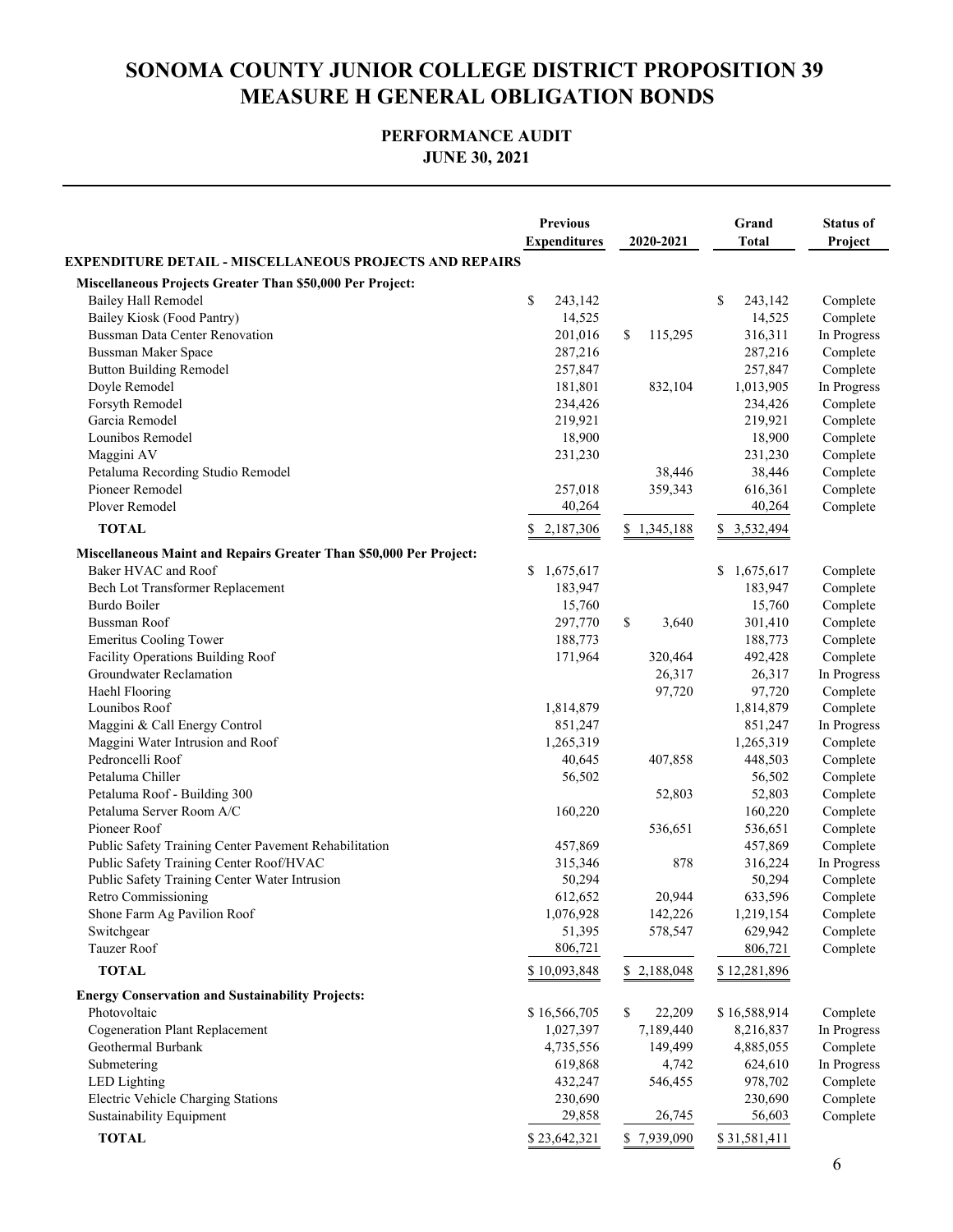# SONOMA COUNTY JUNIOR COLLEGE DISTRICT PROPOSITION 39 MEASURE H GENERAL OBLIGATION BONDS

## PERFORMANCE AUDIT
### JUNE 30, 2021

| | Previous Expenditures | 2020-2021 | Grand Total | Status of Project |
|---|---|---|---|---|
| **EXPENDITURE DETAIL - MISCELLANEOUS PROJECTS AND REPAIRS** | | | | |
| **Miscellaneous Projects Greater Than \$50,000 Per Project:** | | | | |
| Bailey Hall Remodel | \$ 243,142 | | \$ 243,142 | Complete |
| Bailey Kiosk (Food Pantry) | 14,525 | | 14,525 | Complete |
| Bussman Data Center Renovation | 201,016 | \$ 115,295 | 316,311 | In Progress |
| Bussman Maker Space | 287,216 | | 287,216 | Complete |
| Button Building Remodel | 257,847 | | 257,847 | Complete |
| Doyle Remodel | 181,801 | 832,104 | 1,013,905 | In Progress |
| Forsyth Remodel | 234,426 | | 234,426 | Complete |
| Garcia Remodel | 219,921 | | 219,921 | Complete |
| Lounibos Remodel | 18,900 | | 18,900 | Complete |
| Maggini AV | 231,230 | | 231,230 | Complete |
| Petaluma Recording Studio Remodel | | 38,446 | 38,446 | Complete |
| Pioneer Remodel | 257,018 | 359,343 | 616,361 | Complete |
| Plover Remodel | 40,264 | | 40,264 | Complete |
| **TOTAL** | \$ 2,187,306 | \$ 1,345,188 | \$ 3,532,494 | |
| **Miscellaneous Maint and Repairs Greater Than \$50,000 Per Project:** | | | | |
| Baker HVAC and Roof | \$ 1,675,617 | | \$ 1,675,617 | Complete |
| Bech Lot Transformer Replacement | 183,947 | | 183,947 | Complete |
| Burdo Boiler | 15,760 | | 15,760 | Complete |
| Bussman Roof | 297,770 | \$ 3,640 | 301,410 | Complete |
| Emeritus Cooling Tower | 188,773 | | 188,773 | Complete |
| Facility Operations Building Roof | 171,964 | 320,464 | 492,428 | Complete |
| Groundwater Reclamation | | 26,317 | 26,317 | In Progress |
| Haehl Flooring | | 97,720 | 97,720 | Complete |
| Lounibos Roof | 1,814,879 | | 1,814,879 | Complete |
| Maggini & Call Energy Control | 851,247 | | 851,247 | In Progress |
| Maggini Water Intrusion and Roof | 1,265,319 | | 1,265,319 | Complete |
| Pedroncelli Roof | 40,645 | 407,858 | 448,503 | Complete |
| Petaluma Chiller | 56,502 | | 56,502 | Complete |
| Petaluma Roof - Building 300 | | 52,803 | 52,803 | Complete |
| Petaluma Server Room A/C | 160,220 | | 160,220 | Complete |
| Pioneer Roof | | 536,651 | 536,651 | Complete |
| Public Safety Training Center Pavement Rehabilitation | 457,869 | | 457,869 | Complete |
| Public Safety Training Center Roof/HVAC | 315,346 | 878 | 316,224 | In Progress |
| Public Safety Training Center Water Intrusion | 50,294 | | 50,294 | Complete |
| Retro Commissioning | 612,652 | 20,944 | 633,596 | Complete |
| Shone Farm Ag Pavilion Roof | 1,076,928 | 142,226 | 1,219,154 | Complete |
| Switchgear | 51,395 | 578,547 | 629,942 | Complete |
| Tauzer Roof | 806,721 | | 806,721 | Complete |
| **TOTAL** | \$ 10,093,848 | \$ 2,188,048 | \$ 12,281,896 | |
| **Energy Conservation and Sustainability Projects:** | | | | |
| Photovoltaic | \$ 16,566,705 | \$ 22,209 | \$ 16,588,914 | Complete |
| Cogeneration Plant Replacement | 1,027,397 | 7,189,440 | 8,216,837 | In Progress |
| Geothermal Burbank | 4,735,556 | 149,499 | 4,885,055 | Complete |
| Submetering | 619,868 | 4,742 | 624,610 | In Progress |
| LED Lighting | 432,247 | 546,455 | 978,702 | Complete |
| Electric Vehicle Charging Stations | 230,690 | | 230,690 | Complete |
| Sustainability Equipment | 29,858 | 26,745 | 56,603 | Complete |
| **TOTAL** | \$ 23,642,321 | \$ 7,939,090 | \$ 31,581,411 | |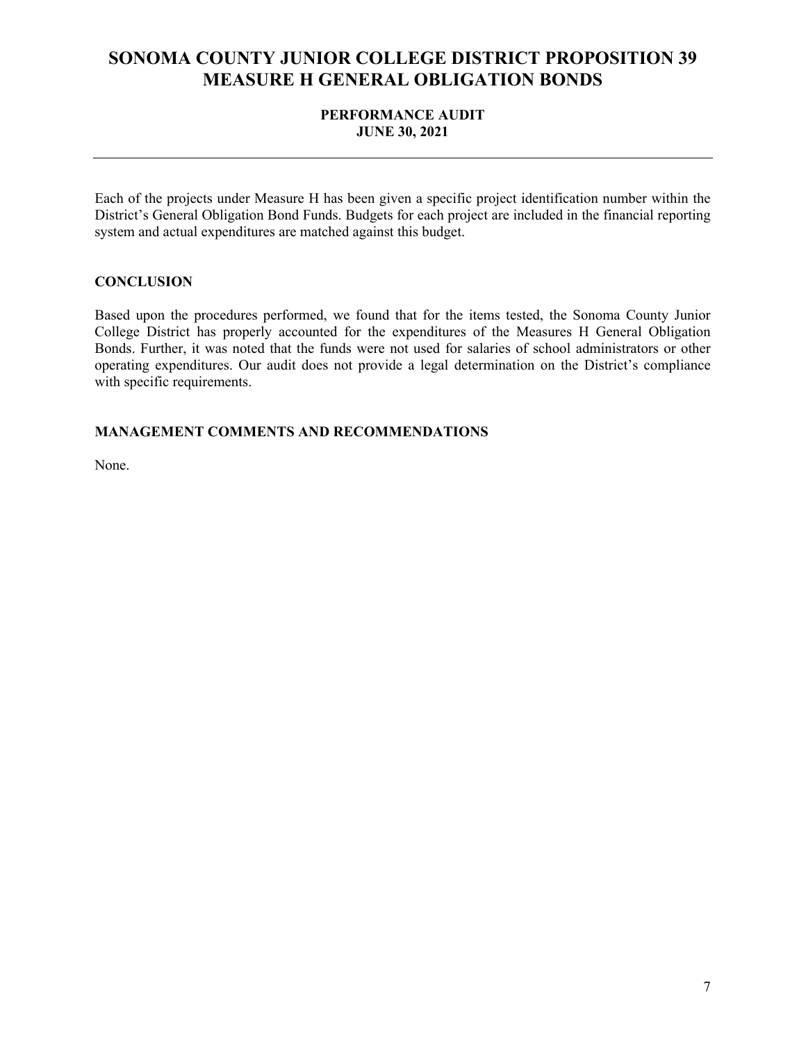Each of the projects under Measure H has been given a specific project identification number within the District's General Obligation Bond Funds. Budgets for each project are included in the financial reporting system and actual expenditures are matched against this budget.

## CONCLUSION

Based upon the procedures performed, we found that for the items tested, the Sonoma County Junior College District has properly accounted for the expenditures of the Measures H General Obligation Bonds. Further, it was noted that the funds were not used for salaries of school administrators or other operating expenditures. Our audit does not provide a legal determination on the District's compliance with specific requirements.

## MANAGEMENT COMMENTS AND RECOMMENDATIONS

None.